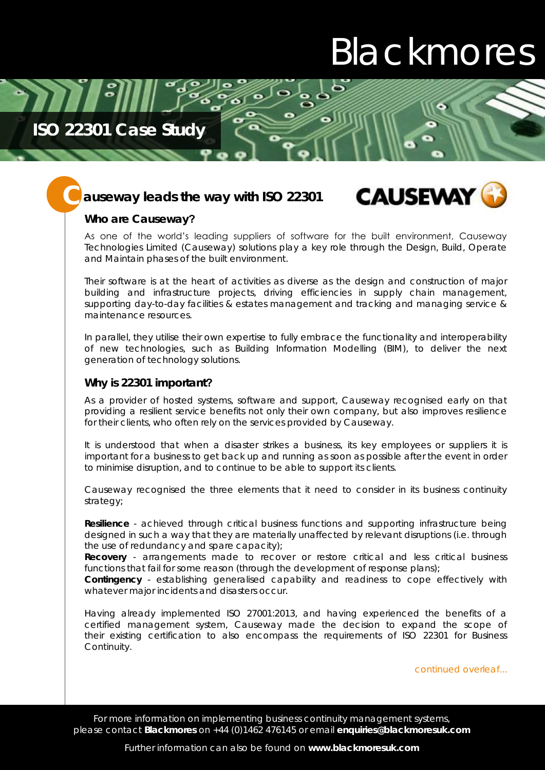# ISO 22301 Case Study

## Causeway leads the way with ISO 22301

### Who are Causeway?

As one of the world's leading suppliers of software for the built environment, Causeway Technologies Limited (Causeway) solutions play a key role through the Design, Build, Operate and Maintain phases of the built environment.

Their software is at the heart of activities as diverse as the design and construction of major building and infrastructure projects, driving efficiencies in supply chain management, supporting day-to-day facilities & estates management and tracking and managing service & maintenance resources.

In parallel, they utilise their own expertise to fully embrace the functionality and interoperability of new technologies, such as Building Information Modelling (BIM), to deliver the next generation of technology solutions.

### Why is 22301 important?

As a provider of hosted systems, software and support, Causeway recognised early on that providing a resilient service benefits not only their own company, but also improves resilience for their clients, who often rely on the services provided by Causeway.

It is understood that when a disaster strikes a business, its key employees or suppliers it is important for a business to get back up and running as soon as possible after the event in order to minimise disruption, and to continue to be able to support its clients.

Causeway recognised the three elements that it need to consider in its business continuity strategy;

**Resilience** - achieved through critical business functions and supporting infrastructure being designed in such a way that they are materially unaffected by relevant disruptions (i.e. through the use of redundancy and spare capacity);
**Recovery** - arrangements made to recover or restore critical and less critical business functions that fail for some reason (through the development of response plans);
**Contingency** - establishing generalised capability and readiness to cope effectively with whatever major incidents and disasters occur.

Having already implemented ISO 27001:2013, and having experienced the benefits of a certified management system, Causeway made the decision to expand the scope of their existing certification to also encompass the requirements of ISO 22301 for Business Continuity.

*continued overleaf...*

For more information on implementing business continuity management systems, please contact **Blackmores** on +44 (0)1462 476145 or email **enquiries@blackmoresuk.com**

Further information can also be found on **www.blackmoresuk.com**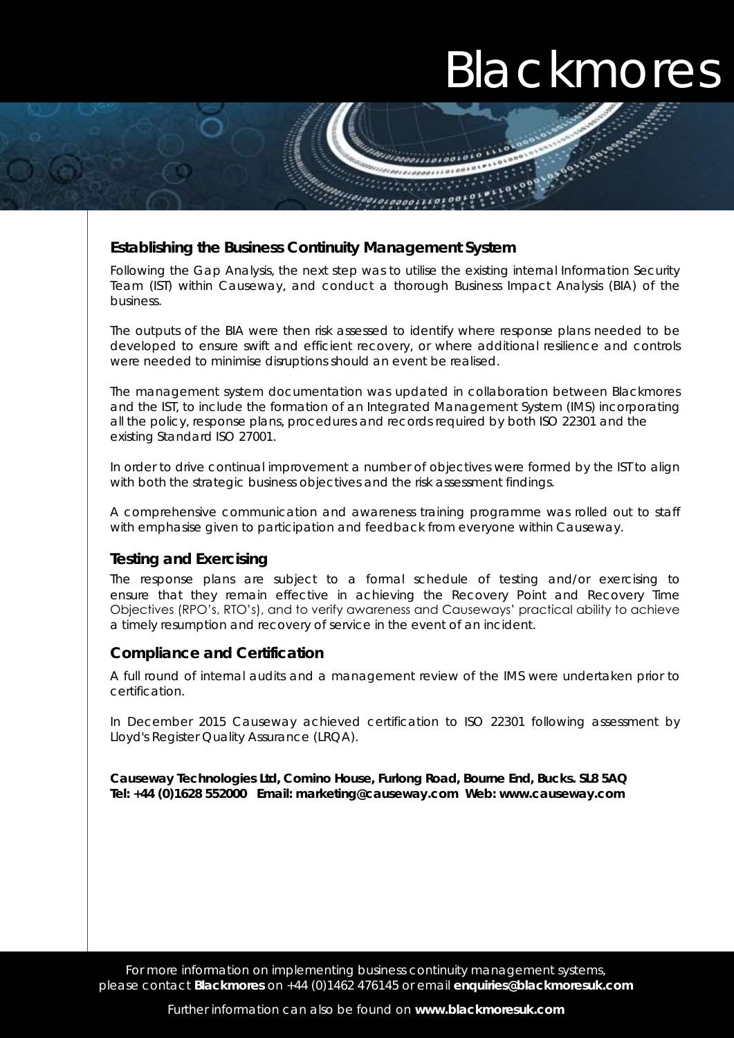## Establishing the Business Continuity Management System

Following the Gap Analysis, the next step was to utilise the existing internal Information Security Team (IST) within Causeway, and conduct a thorough Business Impact Analysis (BIA) of the business.

The outputs of the BIA were then risk assessed to identify where response plans needed to be developed to ensure swift and efficient recovery, or where additional resilience and controls were needed to minimise disruptions should an event be realised.

The management system documentation was updated in collaboration between Blackmores and the IST, to include the formation of an Integrated Management System (IMS) incorporating all the policy, response plans, procedures and records required by both ISO 22301 and the existing Standard ISO 27001.

In order to drive continual improvement a number of objectives were formed by the IST to align with both the strategic business objectives and the risk assessment findings.

A comprehensive communication and awareness training programme was rolled out to staff with emphasise given to participation and feedback from everyone within Causeway.

## Testing and Exercising

The response plans are subject to a formal schedule of testing and/or exercising to ensure that they remain effective in achieving the Recovery Point and Recovery Time Objectives (RPO's, RTO's), and to verify awareness and Causeways' practical ability to achieve a timely resumption and recovery of service in the event of an incident.

## Compliance and Certification

A full round of internal audits and a management review of the IMS were undertaken prior to certification.

In December 2015 Causeway achieved certification to ISO 22301 following assessment by Lloyd's Register Quality Assurance (LRQA).

**Causeway Technologies Ltd, Comino House, Furlong Road, Bourne End, Bucks. SL8 5AQ**
**Tel: +44 (0)1628 552000 Email: marketing@causeway.com Web: www.causeway.com**

For more information on implementing business continuity management systems, please contact **Blackmores** on +44 (0)1462 476145 or email **enquiries@blackmoresuk.com**

Further information can also be found on **www.blackmoresuk.com**